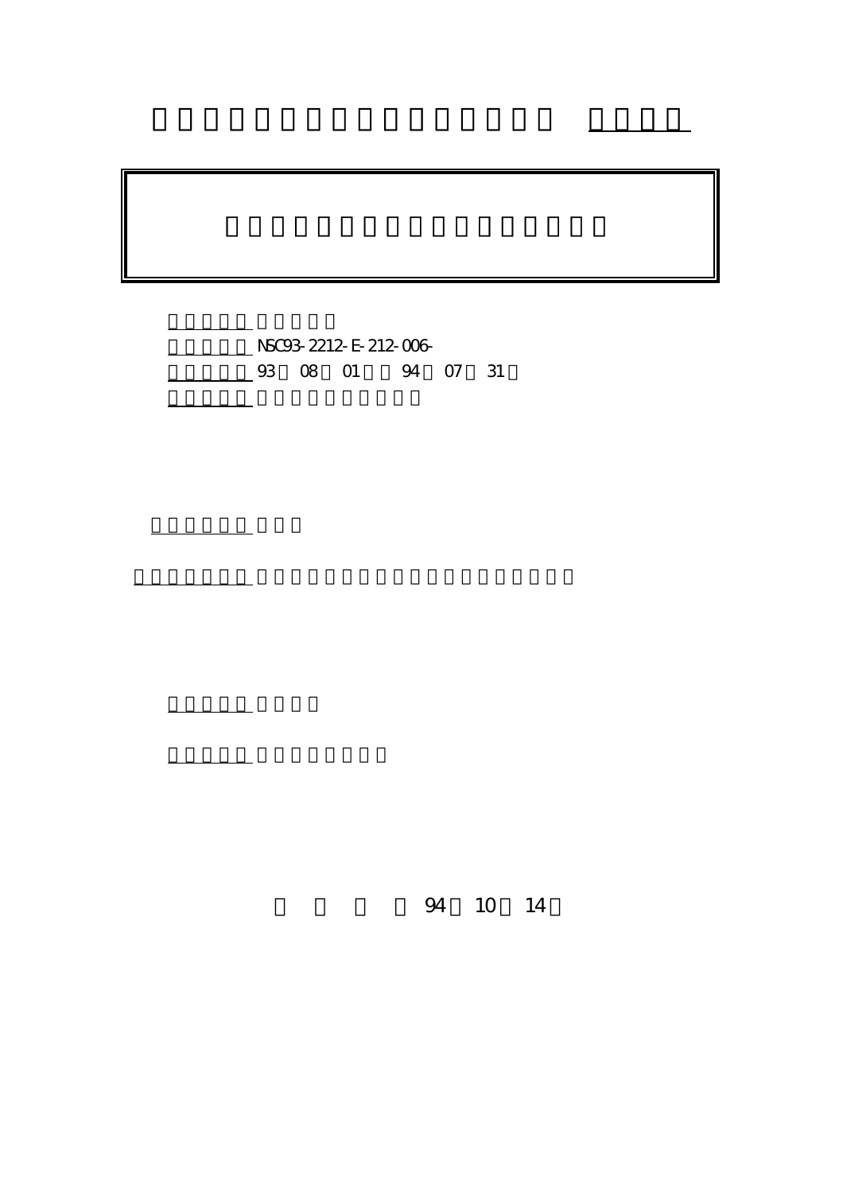NSC93-2212-E-212-006-

93 08 01 94 07 31

94 10 14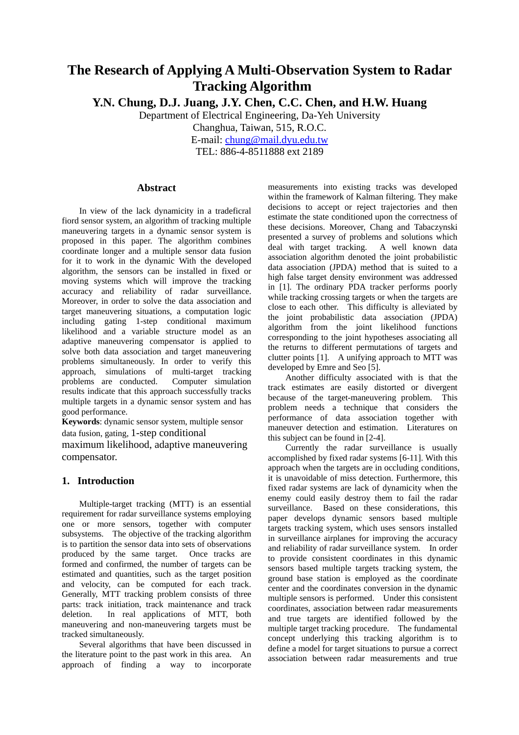# The Research of Applying A Multi-Observation System to Radar Tracking Algorithm

**Y.N. Chung, D.J. Juang, J.Y. Chen, C.C. Chen, and H.W. Huang**

Department of Electrical Engineering, Da-Yeh University

Changhua, Taiwan, 515, R.O.C.

E-mail: chung@mail.dyu.edu.tw

TEL: 886-4-8511888 ext 2189

## Abstract

In view of the lack dynamicity in a tradeficral fiord sensor system, an algorithm of tracking multiple maneuvering targets in a dynamic sensor system is proposed in this paper. The algorithm combines coordinate longer and a multiple sensor data fusion for it to work in the dynamic With the developed algorithm, the sensors can be installed in fixed or moving systems which will improve the tracking accuracy and reliability of radar surveillance. Moreover, in order to solve the data association and target maneuvering situations, a computation logic including gating 1-step conditional maximum likelihood and a variable structure model as an adaptive maneuvering compensator is applied to solve both data association and target maneuvering problems simultaneously. In order to verify this approach, simulations of multi-target tracking problems are conducted. Computer simulation results indicate that this approach successfully tracks multiple targets in a dynamic sensor system and has good performance.

**Keywords**: dynamic sensor system, multiple sensor data fusion, gating, 1-step conditional maximum likelihood, adaptive maneuvering compensator.

## 1. Introduction

Multiple-target tracking (MTT) is an essential requirement for radar surveillance systems employing one or more sensors, together with computer subsystems. The objective of the tracking algorithm is to partition the sensor data into sets of observations produced by the same target. Once tracks are formed and confirmed, the number of targets can be estimated and quantities, such as the target position and velocity, can be computed for each track. Generally, MTT tracking problem consists of three parts: track initiation, track maintenance and track deletion. In real applications of MTT, both maneuvering and non-maneuvering targets must be tracked simultaneously.

Several algorithms that have been discussed in the literature point to the past work in this area. An approach of finding a way to incorporate measurements into existing tracks was developed within the framework of Kalman filtering. They make decisions to accept or reject trajectories and then estimate the state conditioned upon the correctness of these decisions. Moreover, Chang and Tabaczynski presented a survey of problems and solutions which deal with target tracking. A well known data association algorithm denoted the joint probabilistic data association (JPDA) method that is suited to a high false target density environment was addressed in [1]. The ordinary PDA tracker performs poorly while tracking crossing targets or when the targets are close to each other. This difficulty is alleviated by the joint probabilistic data association (JPDA) algorithm from the joint likelihood functions corresponding to the joint hypotheses associating all the returns to different permutations of targets and clutter points [1]. A unifying approach to MTT was developed by Emre and Seo [5].

Another difficulty associated with is that the track estimates are easily distorted or divergent because of the target-maneuvering problem. This problem needs a technique that considers the performance of data association together with maneuver detection and estimation. Literatures on this subject can be found in [2-4].

Currently the radar surveillance is usually accomplished by fixed radar systems [6-11]. With this approach when the targets are in occluding conditions, it is unavoidable of miss detection. Furthermore, this fixed radar systems are lack of dynamicity when the enemy could easily destroy them to fail the radar surveillance. Based on these considerations, this paper develops dynamic sensors based multiple targets tracking system, which uses sensors installed in surveillance airplanes for improving the accuracy and reliability of radar surveillance system. In order to provide consistent coordinates in this dynamic sensors based multiple targets tracking system, the ground base station is employed as the coordinate center and the coordinates conversion in the dynamic multiple sensors is performed. Under this consistent coordinates, association between radar measurements and true targets are identified followed by the multiple target tracking procedure. The fundamental concept underlying this tracking algorithm is to define a model for target situations to pursue a correct association between radar measurements and true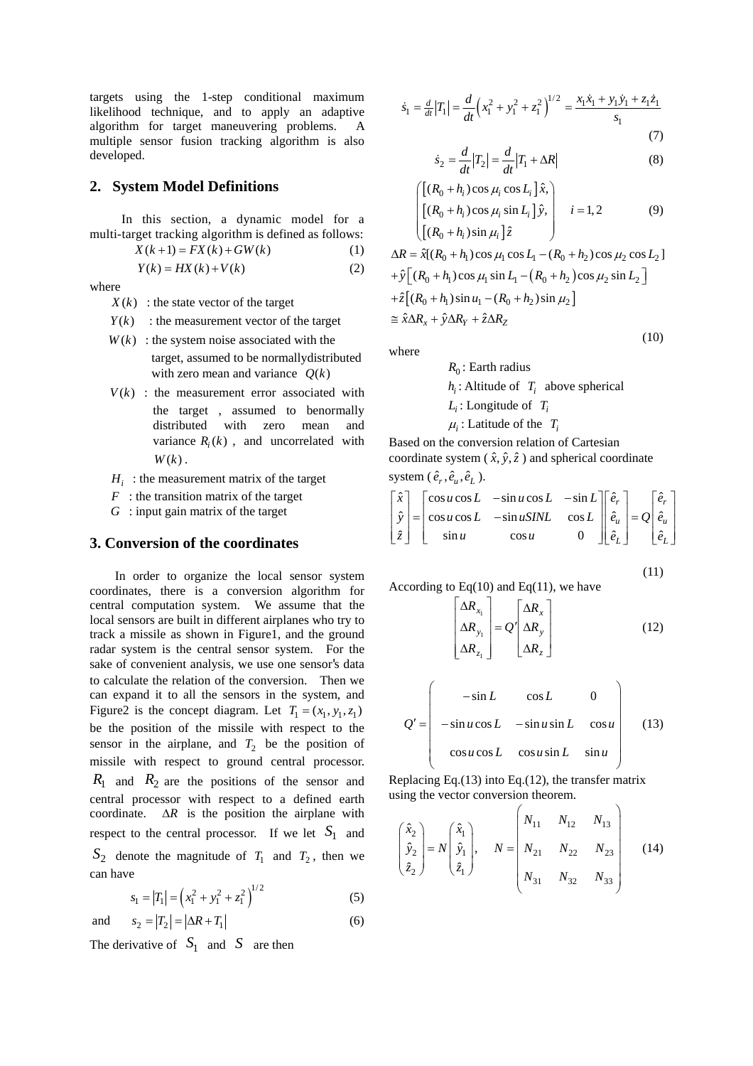targets using the 1-step conditional maximum likelihood technique, and to apply an adaptive algorithm for target maneuvering problems. A multiple sensor fusion tracking algorithm is also developed.

## 2. System Model Definitions

In this section, a dynamic model for a multi-target tracking algorithm is defined as follows:

$$X(k+1) = FX(k) + GW(k) \tag{1}$$

$$Y(k) = HX(k) + V(k) \tag{2}$$

where

- $X(k)$ : the state vector of the target
- $Y(k)$ : the measurement vector of the target
- $W(k)$ : the system noise associated with the target, assumed to be normallydistributed with zero mean and variance $Q(k)$
- $V(k)$ : the measurement error associated with the target , assumed to benormally distributed with zero mean and variance $R_i(k)$ , and uncorrelated with $W(k)$ .
- $H_i$ : the measurement matrix of the target
- $F$ : the transition matrix of the target
- $G$ : input gain matrix of the target

## 3. Conversion of the coordinates

In order to organize the local sensor system coordinates, there is a conversion algorithm for central computation system. We assume that the local sensors are built in different airplanes who try to track a missile as shown in Figure1, and the ground radar system is the central sensor system. For the sake of convenient analysis, we use one sensor's data to calculate the relation of the conversion. Then we can expand it to all the sensors in the system, and Figure2 is the concept diagram. Let $T_1 = (x_1, y_1, z_1)$ be the position of the missile with respect to the sensor in the airplane, and $T_2$ be the position of missile with respect to ground central processor. $R_1$ and $R_2$ are the positions of the sensor and central processor with respect to a defined earth coordinate. $\Delta R$ is the position the airplane with respect to the central processor. If we let $S_1$ and $S_2$ denote the magnitude of $T_1$ and $T_2$, then we can have

$$s_1 = |T_1| = \left(x_1^2 + y_1^2 + z_1^2\right)^{1/2} \tag{5}$$

and $$s_2 = |T_2| = |\Delta R + T_1| \tag{6}$$

The derivative of $S_1$ and $S$ are then

$$\dot{s}_1 = \frac{d}{dt}|T_1| = \frac{d}{dt}\left(x_1^2 + y_1^2 + z_1^2\right)^{1/2} = \frac{x_1\dot{x}_1 + y_1\dot{y}_1 + z_1\dot{z}_1}{s_1} \tag{7}$$

$$\dot{s}_2 = \frac{d}{dt}|T_2| = \frac{d}{dt}|T_1 + \Delta R| \tag{8}$$

$$\begin{pmatrix} \left[(R_0+h_i)\cos\mu_i\cos L_i\right]\hat{x}, \\ \left[(R_0+h_i)\cos\mu_i\sin L_i\right]\hat{y}, \\ \left[(R_0+h_i)\sin\mu_i\right]\hat{z} \end{pmatrix} \quad i = 1,2 \tag{9}$$

$$\begin{aligned} \Delta R &= \hat{x}[(R_0+h_1)\cos\mu_1\cos L_1 - (R_0+h_2)\cos\mu_2\cos L_2] \\ &+ \hat{y}\left[(R_0+h_1)\cos\mu_1\sin L_1 - (R_0+h_2)\cos\mu_2\sin L_2\right] \\ &+ \hat{z}\left[(R_0+h_1)\sin u_1 - (R_0+h_2)\sin\mu_2\right] \\ &\cong \hat{x}\Delta R_x + \hat{y}\Delta R_Y + \hat{z}\Delta R_Z \end{aligned} \tag{10}$$

where

- $R_0$ : Earth radius
- $h_i$ : Altitude of $T_i$ above spherical
- $L_i$ : Longitude of $T_i$
- $\mu_i$ : Latitude of the $T_i$

Based on the conversion relation of Cartesian coordinate system ( $\hat{x}, \hat{y}, \hat{z}$ ) and spherical coordinate system ( $\hat{e}_r, \hat{e}_u, \hat{e}_L$ ).

$$\begin{bmatrix} \hat{x} \\ \hat{y} \\ \hat{z} \end{bmatrix} = \begin{bmatrix} \cos u\cos L & -\sin u\cos L & -\sin L \\ \cos u\cos L & -\sin uSINL & \cos L \\ \sin u & \cos u & 0 \end{bmatrix} \begin{bmatrix} \hat{e}_r \\ \hat{e}_u \\ \hat{e}_L \end{bmatrix} = Q \begin{bmatrix} \hat{e}_r \\ \hat{e}_u \\ \hat{e}_L \end{bmatrix} \tag{11}$$

According to Eq(10) and Eq(11), we have

$$\begin{bmatrix} \Delta R_{x_1} \\ \Delta R_{y_1} \\ \Delta R_{z_1} \end{bmatrix} = Q' \begin{bmatrix} \Delta R_x \\ \Delta R_y \\ \Delta R_z \end{bmatrix} \tag{12}$$

$$Q' = \begin{pmatrix} -\sin L & \cos L & 0 \\ -\sin u\cos L & -\sin u\sin L & \cos u \\ \cos u\cos L & \cos u\sin L & \sin u \end{pmatrix} \tag{13}$$

Replacing Eq.(13) into Eq.(12), the transfer matrix using the vector conversion theorem.

$$\begin{pmatrix} \hat{x}_2 \\ \hat{y}_2 \\ \hat{z}_2 \end{pmatrix} = N \begin{pmatrix} \hat{x}_1 \\ \hat{y}_1 \\ \hat{z}_1 \end{pmatrix}, \quad N = \begin{pmatrix} N_{11} & N_{12} & N_{13} \\ N_{21} & N_{22} & N_{23} \\ N_{31} & N_{32} & N_{33} \end{pmatrix} \tag{14}$$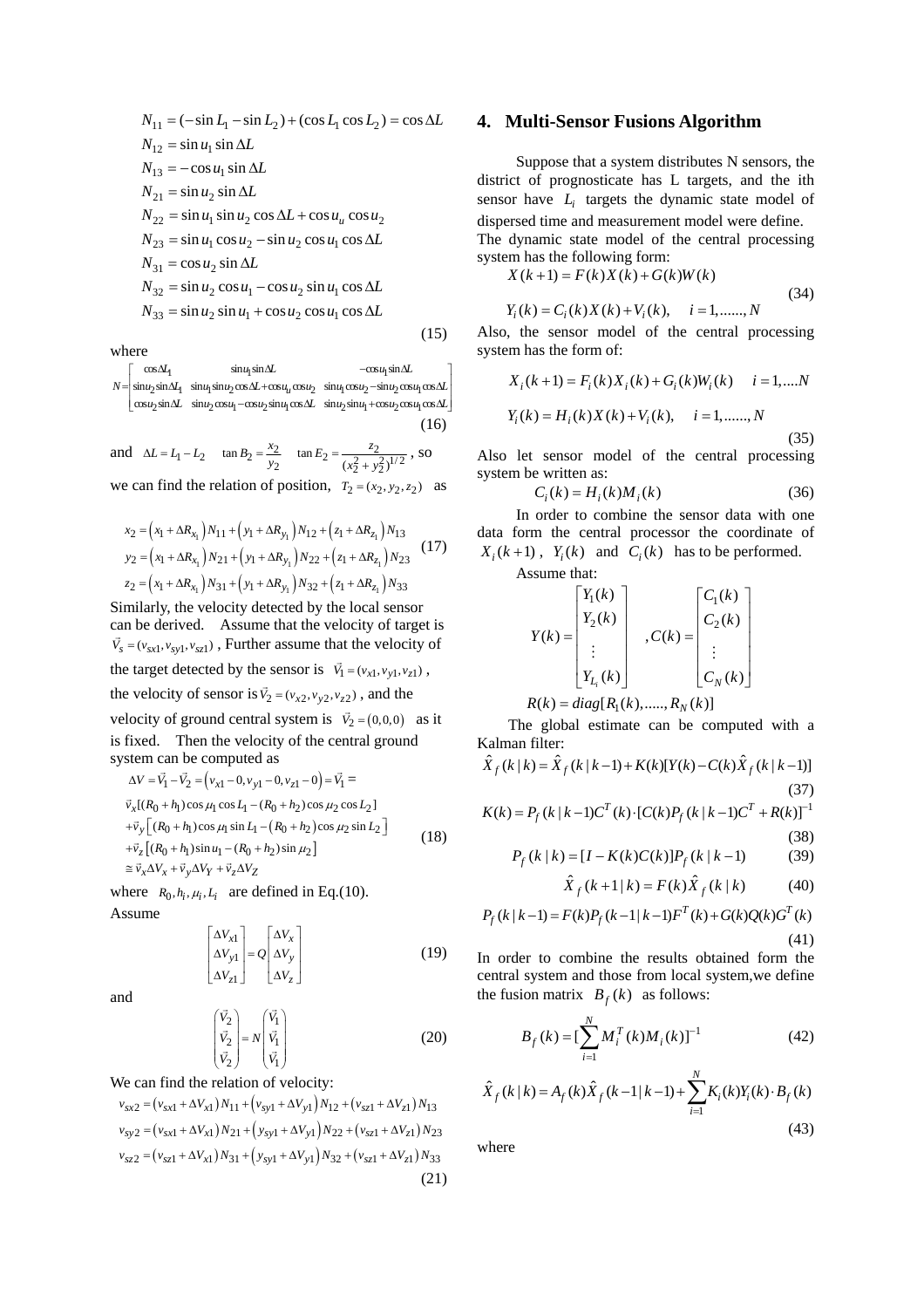$$
\begin{aligned}
N_{11} &= (-\sin L_1 - \sin L_2) + (\cos L_1 \cos L_2) = \cos \Delta L \\
N_{12} &= \sin u_1 \sin \Delta L \\
N_{13} &= -\cos u_1 \sin \Delta L \\
N_{21} &= \sin u_2 \sin \Delta L \\
N_{22} &= \sin u_1 \sin u_2 \cos \Delta L + \cos u_u \cos u_2 \\
N_{23} &= \sin u_1 \cos u_2 - \sin u_2 \cos u_1 \cos \Delta L \\
N_{31} &= \cos u_2 \sin \Delta L \\
N_{32} &= \sin u_2 \cos u_1 - \cos u_2 \sin u_1 \cos \Delta L \\
N_{33} &= \sin u_2 \sin u_1 + \cos u_2 \cos u_1 \cos \Delta L
\end{aligned}
\tag{15}
$$

where

$$
N = \begin{bmatrix} \cos\Delta L_1 & \sin u_1 \sin\Delta L & -\cos u_1 \sin\Delta L \\ \sin u_2 \sin\Delta L_1 & \sin u_1 \sin u_2 \cos\Delta L + \cos u_u \cos u_2 & \sin u_1 \cos u_2 - \sin u_2 \cos u_1 \cos\Delta L \\ \cos u_2 \sin\Delta L & \sin u_2 \cos u_1 - \cos u_2 \sin u_1 \cos\Delta L & \sin u_2 \sin u_1 + \cos u_2 \cos u_1 \cos\Delta L \end{bmatrix} \tag{16}
$$

and $\Delta L = L_1 - L_2 \quad \tan B_2 = \dfrac{x_2}{y_2} \quad \tan E_2 = \dfrac{z_2}{(x_2^2 + y_2^2)^{1/2}}$, so we can find the relation of position, $T_2 = (x_2, y_2, z_2)$ as

$$
\begin{aligned}
x_2 &= \left(x_1 + \Delta R_{x_1}\right) N_{11} + \left(y_1 + \Delta R_{y_1}\right) N_{12} + \left(z_1 + \Delta R_{z_1}\right) N_{13} \\
y_2 &= \left(x_1 + \Delta R_{x_1}\right) N_{21} + \left(y_1 + \Delta R_{y_1}\right) N_{22} + \left(z_1 + \Delta R_{z_1}\right) N_{23} \\
z_2 &= \left(x_1 + \Delta R_{x_1}\right) N_{31} + \left(y_1 + \Delta R_{y_1}\right) N_{32} + \left(z_1 + \Delta R_{z_1}\right) N_{33}
\end{aligned}
\tag{17}
$$

Similarly, the velocity detected by the local sensor can be derived. Assume that the velocity of target is $\vec{V}_s = (v_{sx1}, v_{sy1}, v_{sz1})$, Further assume that the velocity of the target detected by the sensor is $\vec{V}_1 = (v_{x1}, v_{y1}, v_{z1})$, the velocity of sensor is $\vec{V}_2 = (v_{x2}, v_{y2}, v_{z2})$, and the velocity of ground central system is $\vec{V}_2 = (0,0,0)$ as it is fixed. Then the velocity of the central ground system can be computed as

$$
\begin{aligned}
\Delta V &= \vec{V}_1 - \vec{V}_2 = \left(v_{x1} - 0, v_{y1} - 0, v_{z1} - 0\right) = \vec{V}_1 = \\
&\vec{v}_x[(R_0 + h_1)\cos\mu_1 \cos L_1 - (R_0 + h_2)\cos\mu_2 \cos L_2] \\
&+\vec{v}_y\left[(R_0 + h_1)\cos\mu_1 \sin L_1 - (R_0 + h_2)\cos\mu_2 \sin L_2\right] \\
&+\vec{v}_z\left[(R_0 + h_1)\sin u_1 - (R_0 + h_2)\sin\mu_2\right] \\
&\cong \vec{v}_x \Delta V_X + \vec{v}_y \Delta V_Y + \vec{v}_z \Delta V_Z
\end{aligned}
\tag{18}
$$

where $R_0, h_i, \mu_i, L_i$ are defined in Eq.(10).

Assume

$$
\begin{bmatrix} \Delta V_{x1} \\ \Delta V_{y1} \\ \Delta V_{z1} \end{bmatrix} = Q \begin{bmatrix} \Delta V_x \\ \Delta V_y \\ \Delta V_z \end{bmatrix} \tag{19}
$$

and

$$
\begin{pmatrix} \vec{V}_2 \\ \vec{V}_2 \\ \vec{V}_2 \end{pmatrix} = N \begin{pmatrix} \vec{V}_1 \\ \vec{V}_1 \\ \vec{V}_1 \end{pmatrix} \tag{20}
$$

We can find the relation of velocity:

$$
\begin{aligned}
v_{sx2} &= \left(v_{sx1} + \Delta V_{x1}\right) N_{11} + \left(v_{sy1} + \Delta V_{y1}\right) N_{12} + \left(v_{sz1} + \Delta V_{z1}\right) N_{13} \\
v_{sy2} &= \left(v_{sx1} + \Delta V_{x1}\right) N_{21} + \left(y_{sy1} + \Delta V_{y1}\right) N_{22} + \left(v_{sz1} + \Delta V_{z1}\right) N_{23} \\
v_{sz2} &= \left(v_{sz1} + \Delta V_{x1}\right) N_{31} + \left(y_{sy1} + \Delta V_{y1}\right) N_{32} + \left(v_{sz1} + \Delta V_{z1}\right) N_{33}
\end{aligned}
\tag{21}
$$

## 4. Multi-Sensor Fusions Algorithm

Suppose that a system distributes N sensors, the district of prognosticate has L targets, and the ith sensor have $L_i$ targets the dynamic state model of dispersed time and measurement model were define.

The dynamic state model of the central processing system has the following form:

$$
\begin{aligned}
X(k+1) &= F(k)X(k) + G(k)W(k) \\
Y_i(k) &= C_i(k)X(k) + V_i(k), \quad i = 1, \ldots\ldots, N
\end{aligned}
\tag{34}
$$

Also, the sensor model of the central processing system has the form of:

$$
\begin{aligned}
X_i(k+1) &= F_i(k)X_i(k) + G_i(k)W_i(k) \quad i = 1, \ldots.N \\
Y_i(k) &= H_i(k)X(k) + V_i(k), \quad i = 1, \ldots\ldots, N
\end{aligned}
\tag{35}
$$

Also let sensor model of the central processing system be written as:

$$
C_i(k) = H_i(k)M_i(k) \tag{36}
$$

In order to combine the sensor data with one data form the central processor the coordinate of $X_i(k+1)$, $Y_i(k)$ and $C_i(k)$ has to be performed.

Assume that:

$$
Y(k) = \begin{bmatrix} Y_1(k) \\ Y_2(k) \\ \vdots \\ Y_{L_i}(k) \end{bmatrix}, C(k) = \begin{bmatrix} C_1(k) \\ C_2(k) \\ \vdots \\ C_N(k) \end{bmatrix}
$$

$$
R(k) = diag[R_1(k), \ldots\ldots, R_N(k)]
$$

The global estimate can be computed with a Kalman filter:

$$
\hat{X}_f(k \mid k) = \hat{X}_f(k \mid k-1) + K(k)[Y(k) - C(k)\hat{X}_f(k \mid k-1)] \tag{37}
$$

$$
K(k) = P_f(k \mid k-1)C^T(k) \cdot [C(k)P_f(k \mid k-1)C^T + R(k)]^{-1} \tag{38}
$$

$$
P_f(k \mid k) = [I - K(k)C(k)]P_f(k \mid k-1) \tag{39}
$$

$$
\hat{X}_f(k+1 \mid k) = F(k)\hat{X}_f(k \mid k) \tag{40}
$$

$$
P_f(k \mid k-1) = F(k)P_f(k-1 \mid k-1)F^T(k) + G(k)Q(k)G^T(k) \tag{41}
$$

In order to combine the results obtained form the central system and those from local system,we define the fusion matrix $B_f(k)$ as follows:

$$
B_f(k) = [\sum_{i=1}^{N} M_i^T(k)M_i(k)]^{-1} \tag{42}
$$

$$
\hat{X}_f(k \mid k) = A_f(k)\hat{X}_f(k-1 \mid k-1) + \sum_{i=1}^{N} K_i(k)Y_i(k) \cdot B_f(k) \tag{43}
$$

where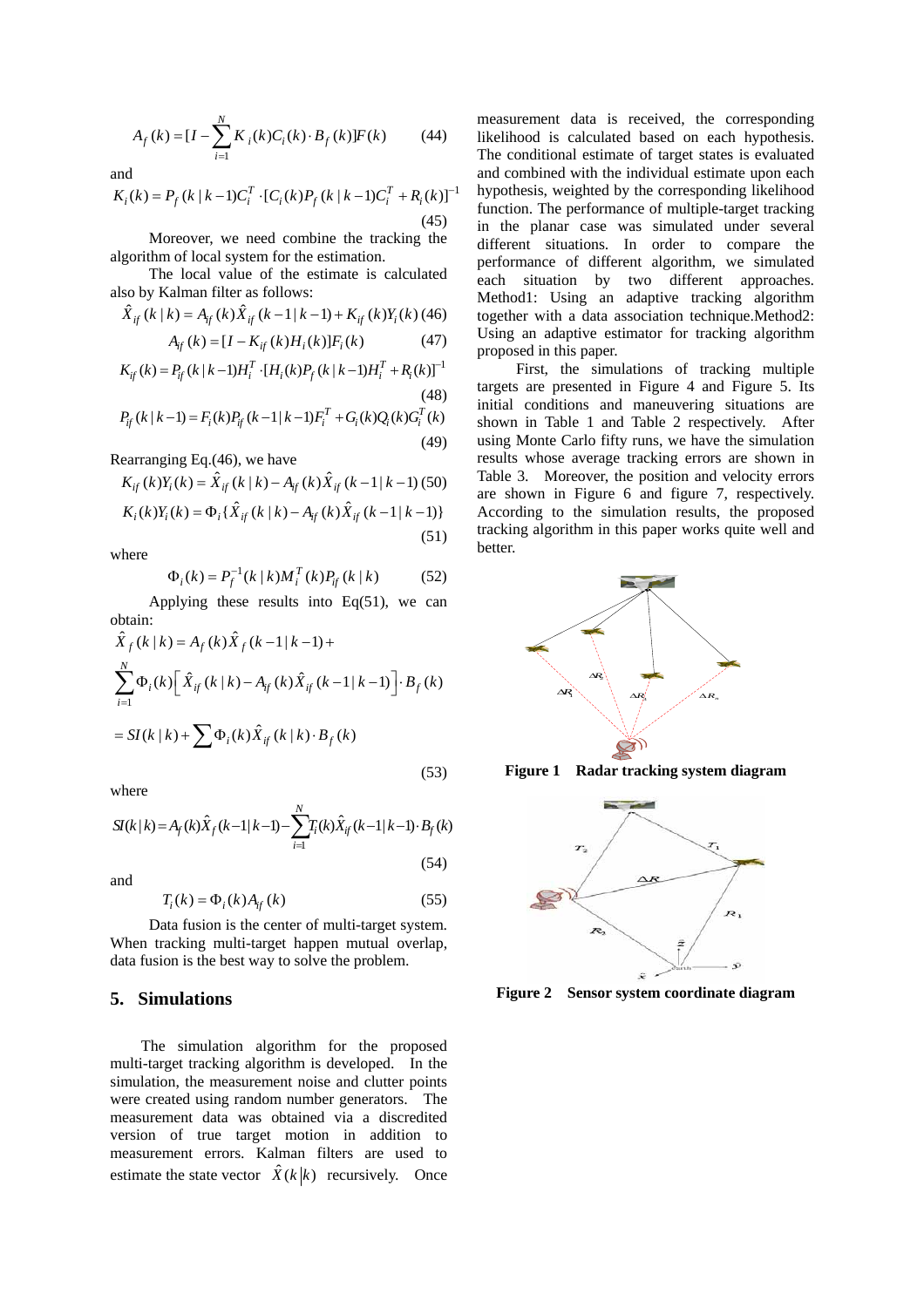$$A_f(k) = [I - \sum_{i=1}^{N} K_i(k)C_i(k) \cdot B_f(k)]F(k) \qquad (44)$$

and

$$K_i(k) = P_f(k|k-1)C_i^T \cdot [C_i(k)P_f(k|k-1)C_i^T + R_i(k)]^{-1} \qquad (45)$$

Moreover, we need combine the tracking the algorithm of local system for the estimation.

The local value of the estimate is calculated also by Kalman filter as follows:

$$\hat{X}_{if}(k|k) = A_{if}(k)\hat{X}_{if}(k-1|k-1) + K_{if}(k)Y_i(k) \quad (46)$$

$$A_{if}(k) = [I - K_{if}(k)H_i(k)]F_i(k) \qquad (47)$$

$$K_{if}(k) = P_{if}(k|k-1)H_i^T \cdot [H_i(k)P_f(k|k-1)H_i^T + R_i(k)]^{-1} \qquad (48)$$

$$P_{if}(k|k-1) = F_i(k)P_{if}(k-1|k-1)F_i^T + G_i(k)Q_i(k)G_i^T(k) \qquad (49)$$

Rearranging Eq.(46), we have

$$K_{if}(k)Y_i(k) = \hat{X}_{if}(k|k) - A_{if}(k)\hat{X}_{if}(k-1|k-1) \quad (50)$$

$$K_i(k)Y_i(k) = \Phi_i\{\hat{X}_{if}(k|k) - A_{if}(k)\hat{X}_{if}(k-1|k-1)\} \qquad (51)$$

where

$$\Phi_i(k) = P_f^{-1}(k|k)M_i^T(k)P_{if}(k|k) \qquad (52)$$

Applying these results into Eq(51), we can obtain:

$$\begin{aligned}\hat{X}_f(k|k) &= A_f(k)\hat{X}_f(k-1|k-1) + \\ &\sum_{i=1}^{N}\Phi_i(k)\left[\hat{X}_{if}(k|k) - A_{if}(k)\hat{X}_{if}(k-1|k-1)\right] \cdot B_f(k) \\ &= SI(k|k) + \sum \Phi_i(k)\hat{X}_{if}(k|k) \cdot B_f(k)\end{aligned} \qquad (53)$$

where

$$SI(k|k) = A_f(k)\hat{X}_f(k-1|k-1) - \sum_{i=1}^{N} T_i(k)\hat{X}_{if}(k-1|k-1) \cdot B_f(k) \qquad (54)$$

and

$$T_i(k) = \Phi_i(k)A_{if}(k) \qquad (55)$$

Data fusion is the center of multi-target system. When tracking multi-target happen mutual overlap, data fusion is the best way to solve the problem.

## 5. Simulations

The simulation algorithm for the proposed multi-target tracking algorithm is developed. In the simulation, the measurement noise and clutter points were created using random number generators. The measurement data was obtained via a discredited version of true target motion in addition to measurement errors. Kalman filters are used to estimate the state vector $\hat{X}(k|k)$ recursively. Once measurement data is received, the corresponding likelihood is calculated based on each hypothesis. The conditional estimate of target states is evaluated and combined with the individual estimate upon each hypothesis, weighted by the corresponding likelihood function. The performance of multiple-target tracking in the planar case was simulated under several different situations. In order to compare the performance of different algorithm, we simulated each situation by two different approaches. Method1: Using an adaptive tracking algorithm together with a data association technique.Method2: Using an adaptive estimator for tracking algorithm proposed in this paper.

First, the simulations of tracking multiple targets are presented in Figure 4 and Figure 5. Its initial conditions and maneuvering situations are shown in Table 1 and Table 2 respectively. After using Monte Carlo fifty runs, we have the simulation results whose average tracking errors are shown in Table 3. Moreover, the position and velocity errors are shown in Figure 6 and figure 7, respectively. According to the simulation results, the proposed tracking algorithm in this paper works quite well and better.

**Figure 1 Radar tracking system diagram**

**Figure 2 Sensor system coordinate diagram**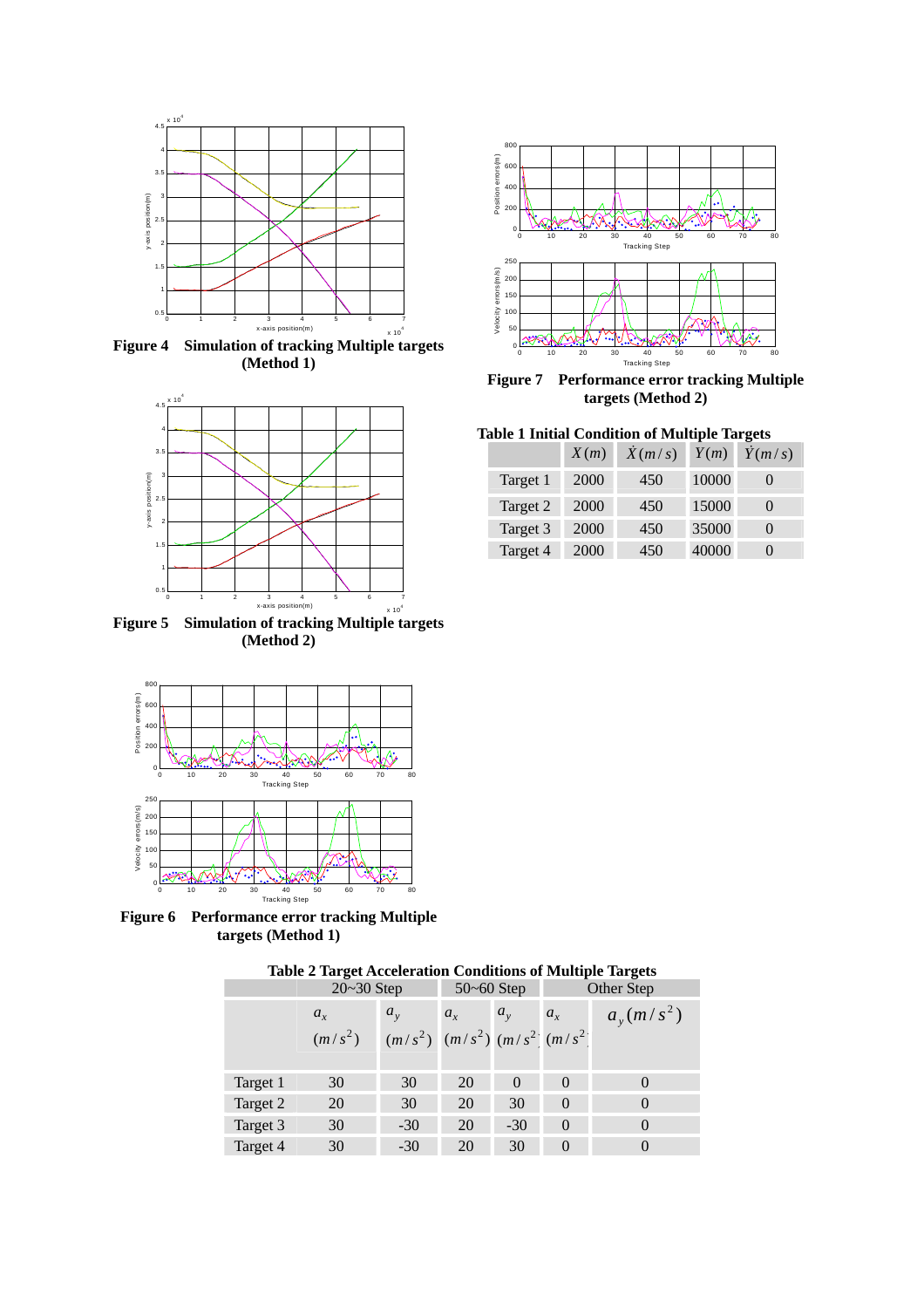**Figure 4 Simulation of tracking Multiple targets (Method 1)**

**Figure 5 Simulation of tracking Multiple targets (Method 2)**

**Figure 6 Performance error tracking Multiple targets (Method 1)**

**Figure 7 Performance error tracking Multiple targets (Method 2)**

**Table 1 Initial Condition of Multiple Targets**

| | $X(m)$ | $\dot{X}(m/s)$ | $Y(m)$ | $\dot{Y}(m/s)$ |
|---|---|---|---|---|
| Target 1 | 2000 | 450 | 10000 | 0 |
| Target 2 | 2000 | 450 | 15000 | 0 |
| Target 3 | 2000 | 450 | 35000 | 0 |
| Target 4 | 2000 | 450 | 40000 | 0 |

**Table 2 Target Acceleration Conditions of Multiple Targets**

| | 20~30 Step | | 50~60 Step | | Other Step | |
|---|---|---|---|---|---|---|
| | $a_x$ $(m/s^2)$ | $a_y$ $(m/s^2)$ | $a_x$ $(m/s^2)$ | $a_y$ $(m/s^2)$ | $a_x$ $(m/s^2)$ | $a_y(m/s^2)$ |
| Target 1 | 30 | 30 | 20 | 0 | 0 | 0 |
| Target 2 | 20 | 30 | 20 | 30 | 0 | 0 |
| Target 3 | 30 | -30 | 20 | -30 | 0 | 0 |
| Target 4 | 30 | -30 | 20 | 30 | 0 | 0 |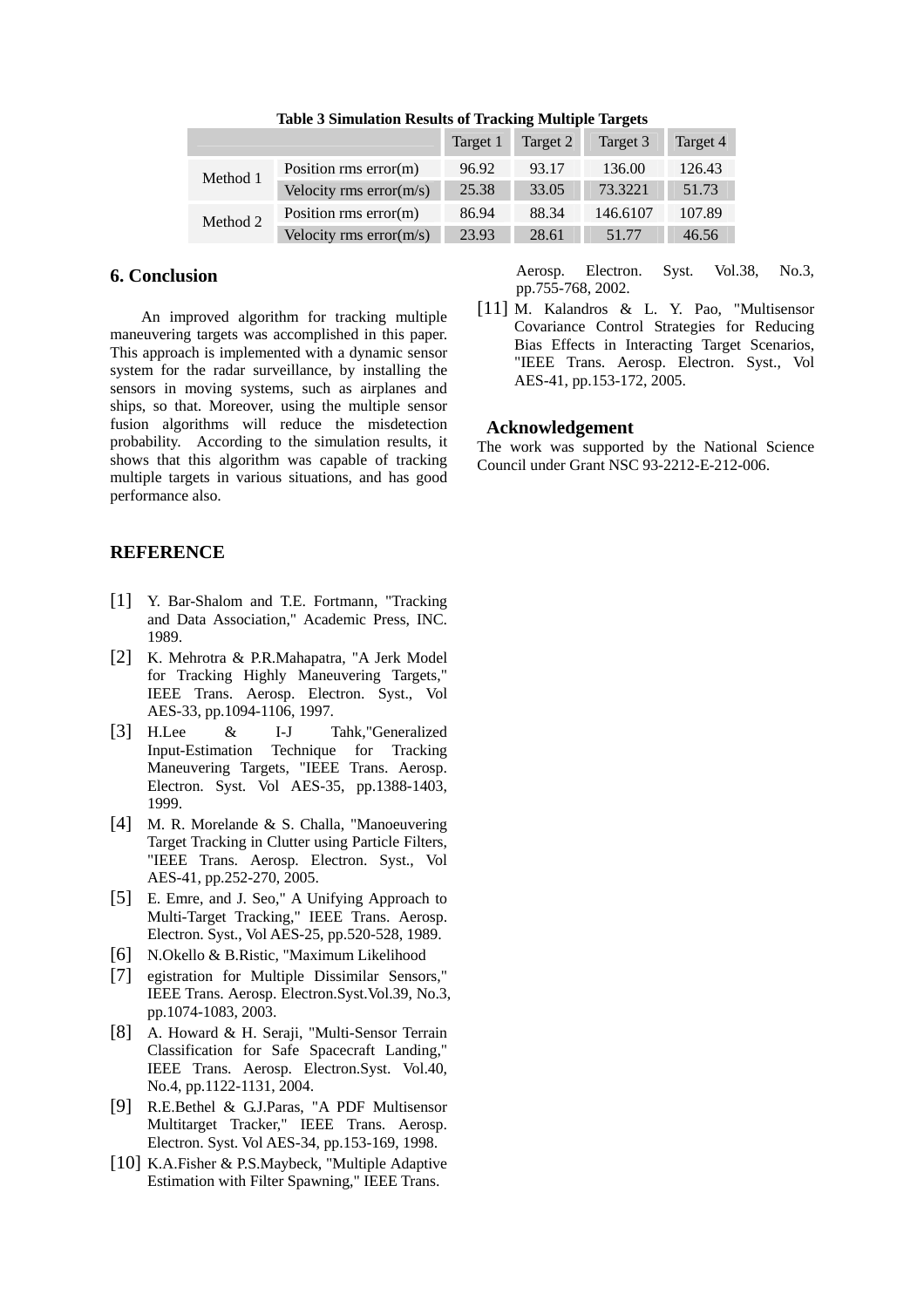**Table 3 Simulation Results of Tracking Multiple Targets**

| | | Target 1 | Target 2 | Target 3 | Target 4 |
|---|---|---|---|---|---|
| Method 1 | Position rms error(m) | 96.92 | 93.17 | 136.00 | 126.43 |
| | Velocity rms error(m/s) | 25.38 | 33.05 | 73.3221 | 51.73 |
| Method 2 | Position rms error(m) | 86.94 | 88.34 | 146.6107 | 107.89 |
| | Velocity rms error(m/s) | 23.93 | 28.61 | 51.77 | 46.56 |

## 6. Conclusion

An improved algorithm for tracking multiple maneuvering targets was accomplished in this paper. This approach is implemented with a dynamic sensor system for the radar surveillance, by installing the sensors in moving systems, such as airplanes and ships, so that. Moreover, using the multiple sensor fusion algorithms will reduce the misdetection probability. According to the simulation results, it shows that this algorithm was capable of tracking multiple targets in various situations, and has good performance also.

## REFERENCE

[1] Y. Bar-Shalom and T.E. Fortmann, "Tracking and Data Association," Academic Press, INC. 1989.

[2] K. Mehrotra & P.R.Mahapatra, "A Jerk Model for Tracking Highly Maneuvering Targets," IEEE Trans. Aerosp. Electron. Syst., Vol AES-33, pp.1094-1106, 1997.

[3] H.Lee & I-J Tahk,"Generalized Input-Estimation Technique for Tracking Maneuvering Targets, "IEEE Trans. Aerosp. Electron. Syst. Vol AES-35, pp.1388-1403, 1999.

[4] M. R. Morelande & S. Challa, "Manoeuvering Target Tracking in Clutter using Particle Filters, "IEEE Trans. Aerosp. Electron. Syst., Vol AES-41, pp.252-270, 2005.

[5] E. Emre, and J. Seo," A Unifying Approach to Multi-Target Tracking," IEEE Trans. Aerosp. Electron. Syst., Vol AES-25, pp.520-528, 1989.

[6] N.Okello & B.Ristic, "Maximum Likelihood

[7] egistration for Multiple Dissimilar Sensors," IEEE Trans. Aerosp. Electron.Syst.Vol.39, No.3, pp.1074-1083, 2003.

[8] A. Howard & H. Seraji, "Multi-Sensor Terrain Classification for Safe Spacecraft Landing," IEEE Trans. Aerosp. Electron.Syst. Vol.40, No.4, pp.1122-1131, 2004.

[9] R.E.Bethel & G.J.Paras, "A PDF Multisensor Multitarget Tracker," IEEE Trans. Aerosp. Electron. Syst. Vol AES-34, pp.153-169, 1998.

[10] K.A.Fisher & P.S.Maybeck, "Multiple Adaptive Estimation with Filter Spawning," IEEE Trans. Aerosp. Electron. Syst. Vol.38, No.3, pp.755-768, 2002.

[11] M. Kalandros & L. Y. Pao, "Multisensor Covariance Control Strategies for Reducing Bias Effects in Interacting Target Scenarios, "IEEE Trans. Aerosp. Electron. Syst., Vol AES-41, pp.153-172, 2005.

## Acknowledgement

The work was supported by the National Science Council under Grant NSC 93-2212-E-212-006.